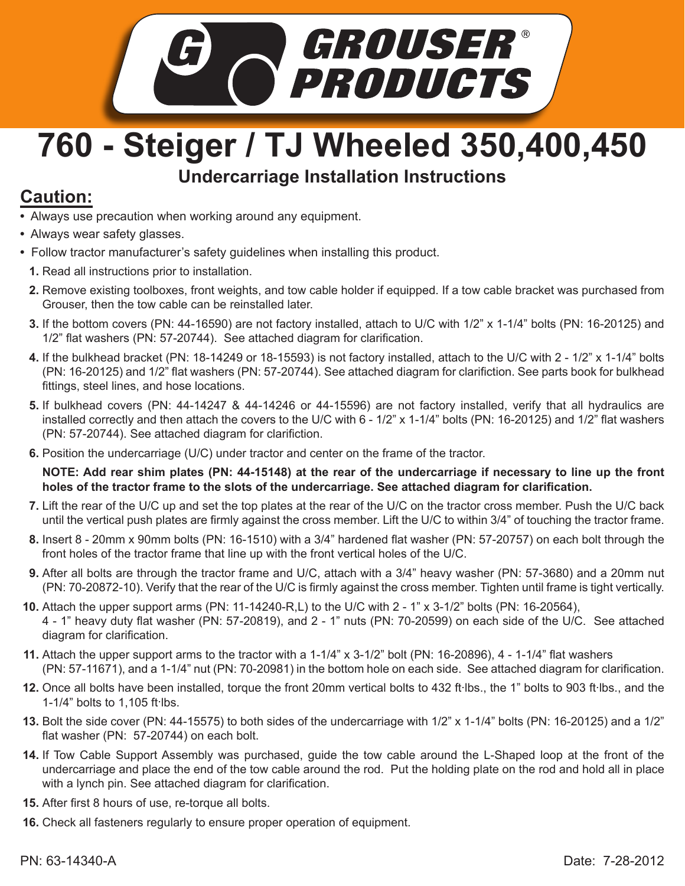# GROUSER® PRODUCTS

# 760 - Steiger / TJ Wheeled 350,400,450

## Undercarriage Installation Instructions

## Caution:

- Always use precaution when working around any equipment.
- Always wear safety glasses.
- Follow tractor manufacturer's safety guidelines when installing this product.

1. Read all instructions prior to installation.
2. Remove existing toolboxes, front weights, and tow cable holder if equipped. If a tow cable bracket was purchased from Grouser, then the tow cable can be reinstalled later.
3. If the bottom covers (PN: 44-16590) are not factory installed, attach to U/C with 1/2" x 1-1/4" bolts (PN: 16-20125) and 1/2" flat washers (PN: 57-20744). See attached diagram for clarification.
4. If the bulkhead bracket (PN: 18-14249 or 18-15593) is not factory installed, attach to the U/C with 2 - 1/2" x 1-1/4" bolts (PN: 16-20125) and 1/2" flat washers (PN: 57-20744). See attached diagram for clarifiction. See parts book for bulkhead fittings, steel lines, and hose locations.
5. If bulkhead covers (PN: 44-14247 & 44-14246 or 44-15596) are not factory installed, verify that all hydraulics are installed correctly and then attach the covers to the U/C with 6 - 1/2" x 1-1/4" bolts (PN: 16-20125) and 1/2" flat washers (PN: 57-20744). See attached diagram for clarifiction.
6. Position the undercarriage (U/C) under tractor and center on the frame of the tractor.

   **NOTE: Add rear shim plates (PN: 44-15148) at the rear of the undercarriage if necessary to line up the front holes of the tractor frame to the slots of the undercarriage. See attached diagram for clarification.**
7. Lift the rear of the U/C up and set the top plates at the rear of the U/C on the tractor cross member. Push the U/C back until the vertical push plates are firmly against the cross member. Lift the U/C to within 3/4" of touching the tractor frame.
8. Insert 8 - 20mm x 90mm bolts (PN: 16-1510) with a 3/4" hardened flat washer (PN: 57-20757) on each bolt through the front holes of the tractor frame that line up with the front vertical holes of the U/C.
9. After all bolts are through the tractor frame and U/C, attach with a 3/4" heavy washer (PN: 57-3680) and a 20mm nut (PN: 70-20872-10). Verify that the rear of the U/C is firmly against the cross member. Tighten until frame is tight vertically.
10. Attach the upper support arms (PN: 11-14240-R,L) to the U/C with 2 - 1" x 3-1/2" bolts (PN: 16-20564), 4 - 1" heavy duty flat washer (PN: 57-20819), and 2 - 1" nuts (PN: 70-20599) on each side of the U/C. See attached diagram for clarification.
11. Attach the upper support arms to the tractor with a 1-1/4" x 3-1/2" bolt (PN: 16-20896), 4 - 1-1/4" flat washers (PN: 57-11671), and a 1-1/4" nut (PN: 70-20981) in the bottom hole on each side. See attached diagram for clarification.
12. Once all bolts have been installed, torque the front 20mm vertical bolts to 432 ft·lbs., the 1" bolts to 903 ft·lbs., and the 1-1/4" bolts to 1,105 ft·lbs.
13. Bolt the side cover (PN: 44-15575) to both sides of the undercarriage with 1/2" x 1-1/4" bolts (PN: 16-20125) and a 1/2" flat washer (PN: 57-20744) on each bolt.
14. If Tow Cable Support Assembly was purchased, guide the tow cable around the L-Shaped loop at the front of the undercarriage and place the end of the tow cable around the rod. Put the holding plate on the rod and hold all in place with a lynch pin. See attached diagram for clarification.
15. After first 8 hours of use, re-torque all bolts.
16. Check all fasteners regularly to ensure proper operation of equipment.

PN: 63-14340-A

Date: 7-28-2012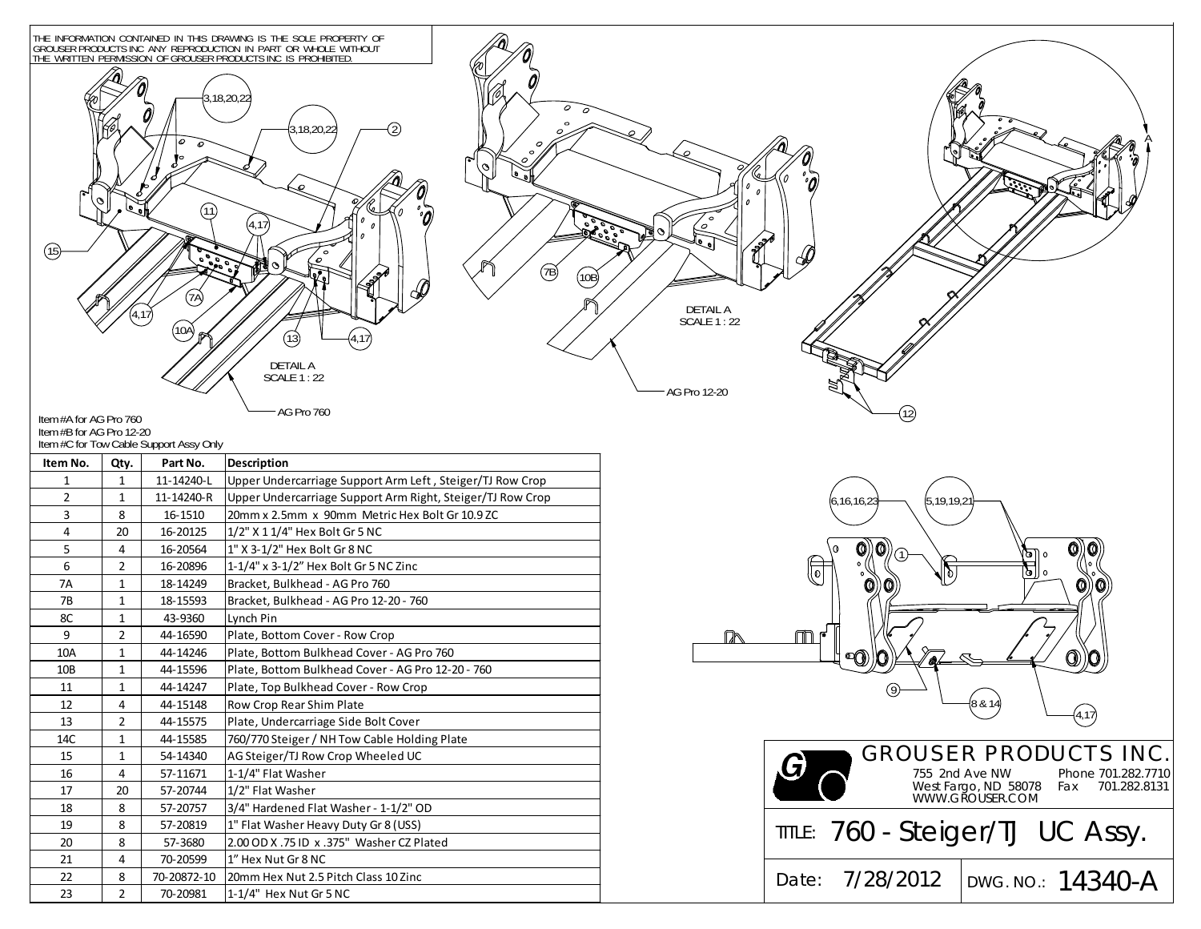THE INFORMATION CONTAINED IN THIS DRAWING IS THE SOLE PROPERTY OF GROUSER PRODUCTS INC ANY REPRODUCTION IN PART OR WHOLE WITHOUT THE WRITTEN PERMISSION OF GROUSER PRODUCTS INC IS PROHIBITED.

3,18,20,22

3,18,20,22

2

15

11

4,17

7A

4,17

10A

13

4,17

DETAIL A
SCALE 1 : 22

AG Pro 760

7B

10B

DETAIL A
SCALE 1 : 22

AG Pro 12-20

A

12

Item #A for AG Pro 760
Item #B for AG Pro 12-20
Item #C for Tow Cable Support Assy Only

| Item No. | Qty. | Part No. | Description |
|---|---|---|---|
| 1 | 1 | 11-14240-L | Upper Undercarriage Support Arm Left , Steiger/TJ Row Crop |
| 2 | 1 | 11-14240-R | Upper Undercarriage Support Arm Right, Steiger/TJ Row Crop |
| 3 | 8 | 16-1510 | 20mm x 2.5mm x 90mm Metric Hex Bolt Gr 10.9 ZC |
| 4 | 20 | 16-20125 | 1/2" X 1 1/4" Hex Bolt Gr 5 NC |
| 5 | 4 | 16-20564 | 1" X 3-1/2" Hex Bolt Gr 8 NC |
| 6 | 2 | 16-20896 | 1-1/4" x 3-1/2" Hex Bolt Gr 5 NC Zinc |
| 7A | 1 | 18-14249 | Bracket, Bulkhead - AG Pro 760 |
| 7B | 1 | 18-15593 | Bracket, Bulkhead - AG Pro 12-20 - 760 |
| 8C | 1 | 43-9360 | Lynch Pin |
| 9 | 2 | 44-16590 | Plate, Bottom Cover - Row Crop |
| 10A | 1 | 44-14246 | Plate, Bottom Bulkhead Cover - AG Pro 760 |
| 10B | 1 | 44-15596 | Plate, Bottom Bulkhead Cover - AG Pro 12-20 - 760 |
| 11 | 1 | 44-14247 | Plate, Top Bulkhead Cover - Row Crop |
| 12 | 4 | 44-15148 | Row Crop Rear Shim Plate |
| 13 | 2 | 44-15575 | Plate, Undercarriage Side Bolt Cover |
| 14C | 1 | 44-15585 | 760/770 Steiger / NH Tow Cable Holding Plate |
| 15 | 1 | 54-14340 | AG Steiger/TJ Row Crop Wheeled UC |
| 16 | 4 | 57-11671 | 1-1/4" Flat Washer |
| 17 | 20 | 57-20744 | 1/2" Flat Washer |
| 18 | 8 | 57-20757 | 3/4" Hardened Flat Washer - 1-1/2" OD |
| 19 | 8 | 57-20819 | 1" Flat Washer Heavy Duty Gr 8 (USS) |
| 20 | 8 | 57-3680 | 2.00 OD X .75 ID x .375" Washer CZ Plated |
| 21 | 4 | 70-20599 | 1" Hex Nut Gr 8 NC |
| 22 | 8 | 70-20872-10 | 20mm Hex Nut 2.5 Pitch Class 10 Zinc |
| 23 | 2 | 70-20981 | 1-1/4" Hex Nut Gr 5 NC |

6,16,16,23

5,19,19,21

1

9

8 & 14

4,17

GROUSER PRODUCTS INC.
755 2nd Ave NW
West Fargo, ND 58078
WWW.GROUSER.COM
Phone 701.282.7710
Fax 701.282.8131

TITLE: 760 - Steiger/TJ UC Assy.

Date: 7/28/2012

DWG. NO.: 14340-A